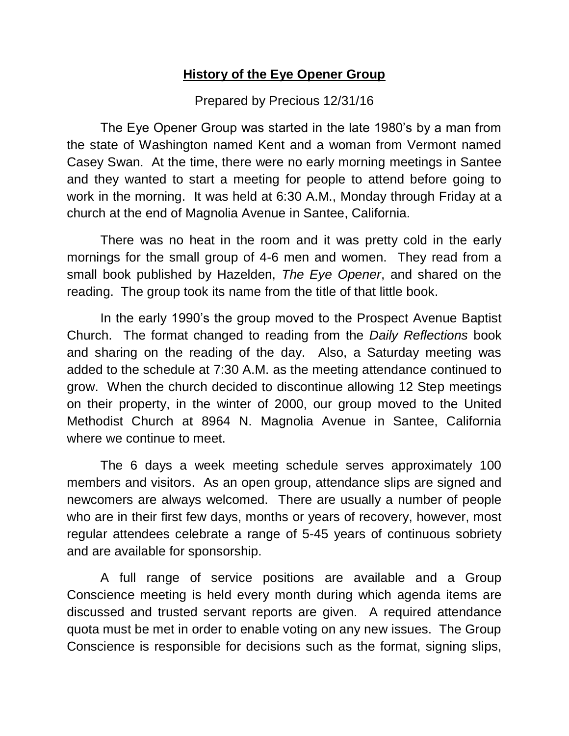# **History of the Eye Opener Group**

Prepared by Precious 12/31/16

The Eye Opener Group was started in the late 1980's by a man from the state of Washington named Kent and a woman from Vermont named Casey Swan. At the time, there were no early morning meetings in Santee and they wanted to start a meeting for people to attend before going to work in the morning. It was held at 6:30 A.M., Monday through Friday at a church at the end of Magnolia Avenue in Santee, California.

There was no heat in the room and it was pretty cold in the early mornings for the small group of 4-6 men and women. They read from a small book published by Hazelden, *The Eye Opener*, and shared on the reading. The group took its name from the title of that little book.

In the early 1990's the group moved to the Prospect Avenue Baptist Church. The format changed to reading from the *Daily Reflections* book and sharing on the reading of the day. Also, a Saturday meeting was added to the schedule at 7:30 A.M. as the meeting attendance continued to grow. When the church decided to discontinue allowing 12 Step meetings on their property, in the winter of 2000, our group moved to the United Methodist Church at 8964 N. Magnolia Avenue in Santee, California where we continue to meet.

The 6 days a week meeting schedule serves approximately 100 members and visitors. As an open group, attendance slips are signed and newcomers are always welcomed. There are usually a number of people who are in their first few days, months or years of recovery, however, most regular attendees celebrate a range of 5-45 years of continuous sobriety and are available for sponsorship.

A full range of service positions are available and a Group Conscience meeting is held every month during which agenda items are discussed and trusted servant reports are given. A required attendance quota must be met in order to enable voting on any new issues. The Group Conscience is responsible for decisions such as the format, signing slips,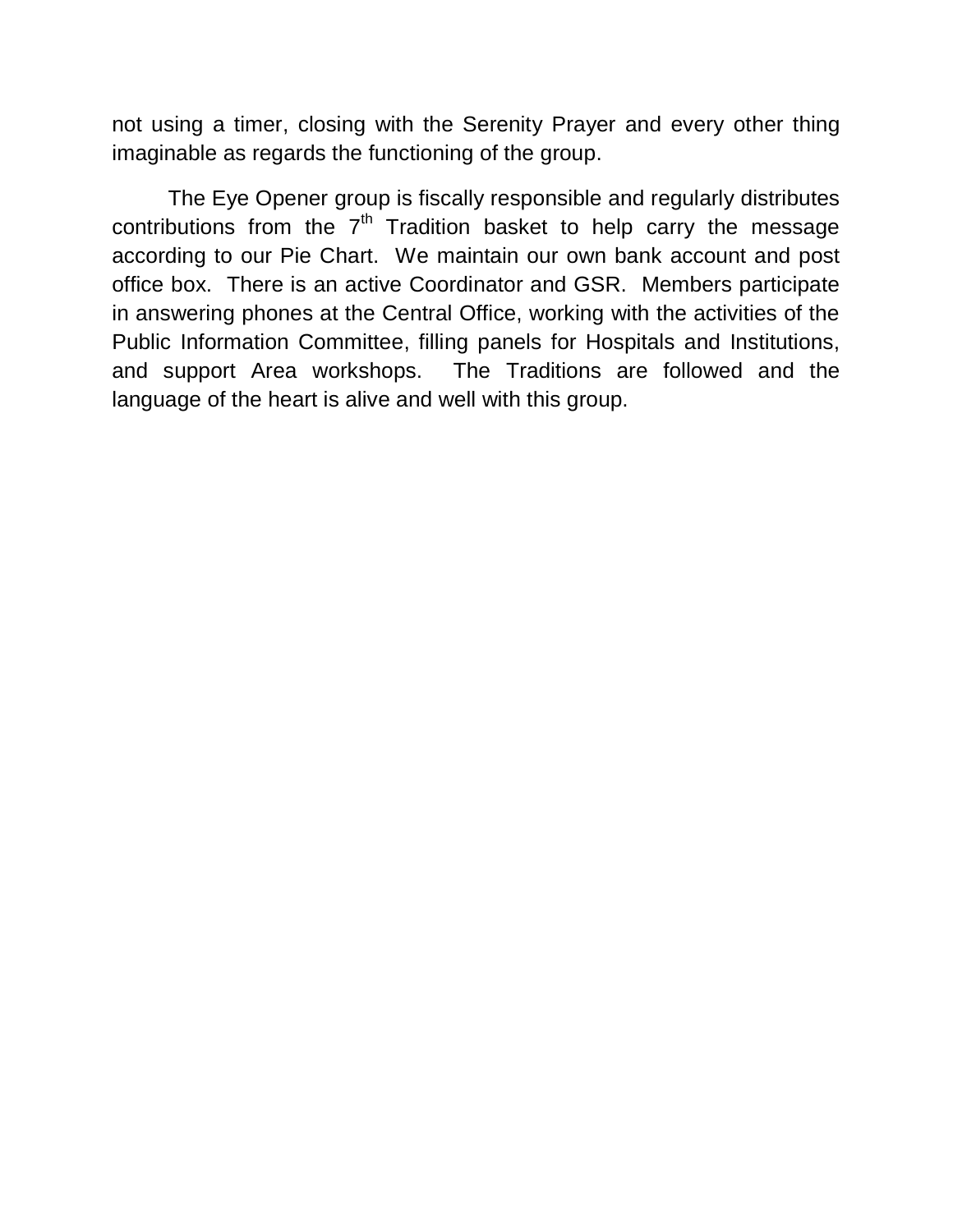not using a timer, closing with the Serenity Prayer and every other thing imaginable as regards the functioning of the group.

The Eye Opener group is fiscally responsible and regularly distributes contributions from the 7th Tradition basket to help carry the message according to our Pie Chart. We maintain our own bank account and post office box. There is an active Coordinator and GSR. Members participate in answering phones at the Central Office, working with the activities of the Public Information Committee, filling panels for Hospitals and Institutions, and support Area workshops. The Traditions are followed and the language of the heart is alive and well with this group.